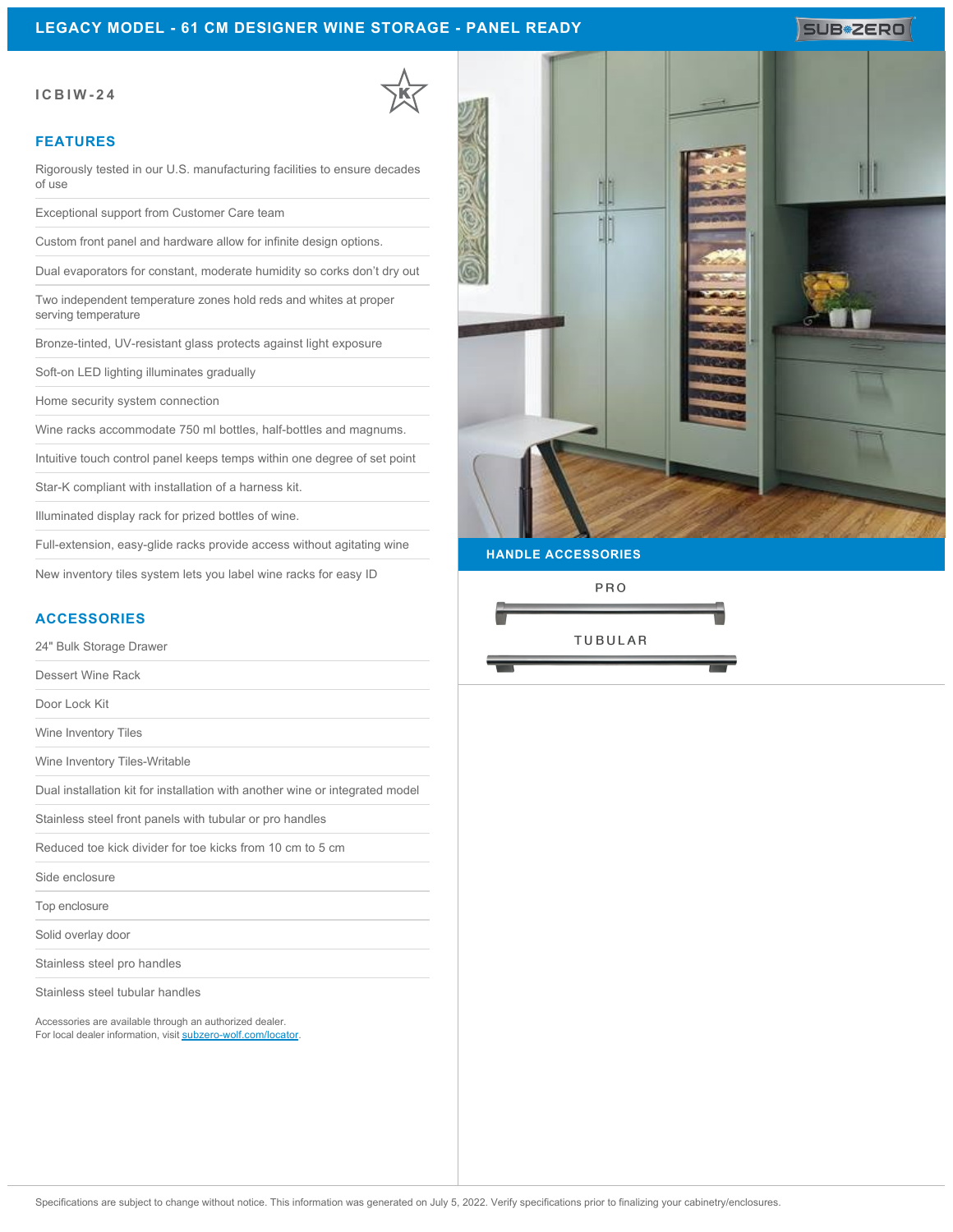# LEGACY MODEL - 61 CM DESIGNER WINE STORAGE - PANEL READY

**ICBIW-24**

## FEATURES

- Rigorously tested in our U.S. manufacturing facilities to ensure decades of use
- Exceptional support from Customer Care team
- Custom front panel and hardware allow for infinite design options.
- Dual evaporators for constant, moderate humidity so corks don't dry out
- Two independent temperature zones hold reds and whites at proper serving temperature
- Bronze-tinted, UV-resistant glass protects against light exposure
- Soft-on LED lighting illuminates gradually
- Home security system connection
- Wine racks accommodate 750 ml bottles, half-bottles and magnums.
- Intuitive touch control panel keeps temps within one degree of set point
- Star-K compliant with installation of a harness kit.
- Illuminated display rack for prized bottles of wine.
- Full-extension, easy-glide racks provide access without agitating wine
- New inventory tiles system lets you label wine racks for easy ID

## ACCESSORIES

- 24" Bulk Storage Drawer
- Dessert Wine Rack
- Door Lock Kit
- Wine Inventory Tiles
- Wine Inventory Tiles-Writable
- Dual installation kit for installation with another wine or integrated model
- Stainless steel front panels with tubular or pro handles
- Reduced toe kick divider for toe kicks from 10 cm to 5 cm
- Side enclosure
- Top enclosure
- Solid overlay door
- Stainless steel pro handles
- Stainless steel tubular handles

Accessories are available through an authorized dealer.
For local dealer information, visit subzero-wolf.com/locator.

## HANDLE ACCESSORIES

PRO

TUBULAR

Specifications are subject to change without notice. This information was generated on July 5, 2022. Verify specifications prior to finalizing your cabinetry/enclosures.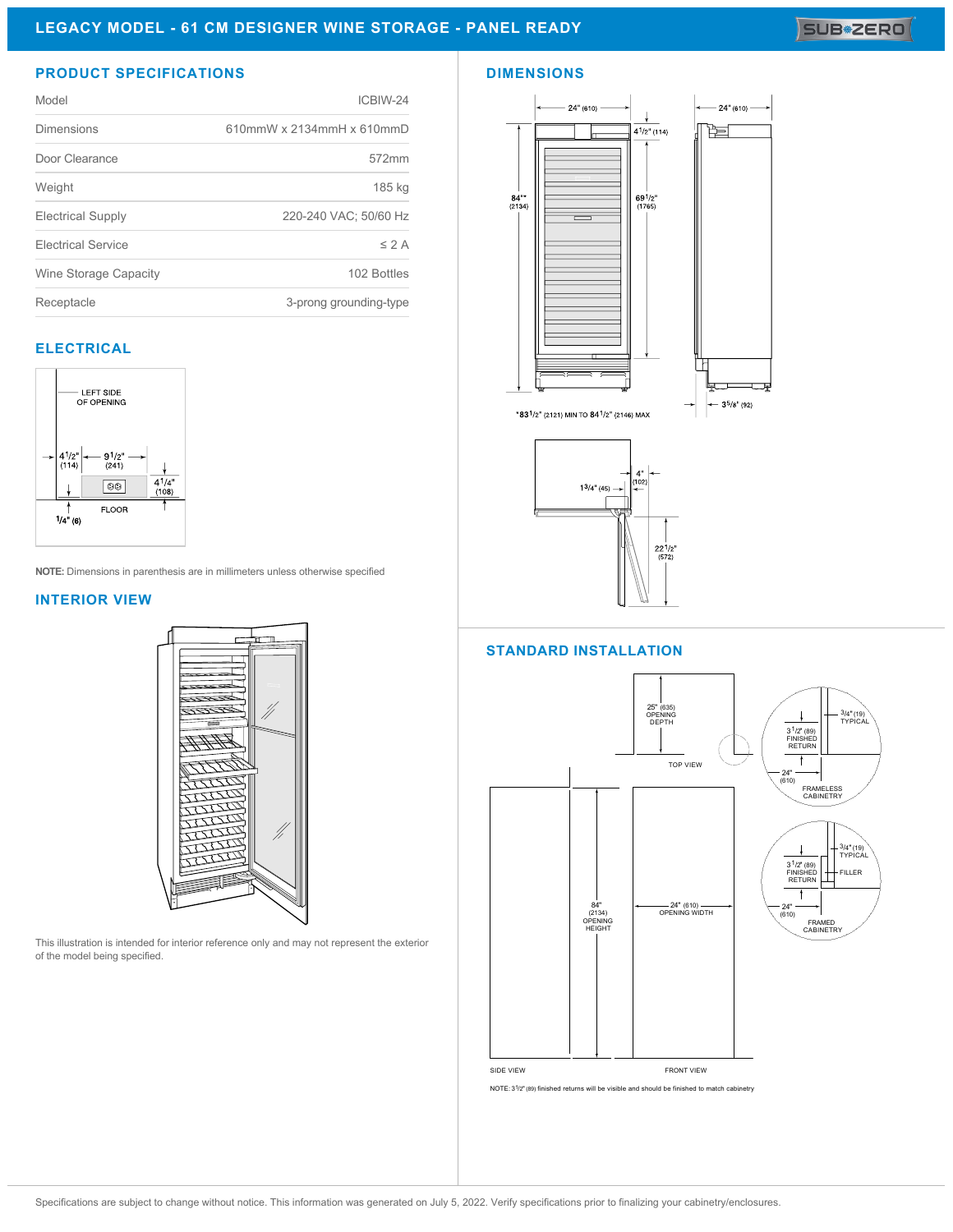# LEGACY MODEL - 61 CM DESIGNER WINE STORAGE - PANEL READY

## PRODUCT SPECIFICATIONS

| | |
|---|---|
| Model | ICBIW-24 |
| Dimensions | 610mmW x 2134mmH x 610mmD |
| Door Clearance | 572mm |
| Weight | 185 kg |
| Electrical Supply | 220-240 VAC; 50/60 Hz |
| Electrical Service | ≤ 2 A |
| Wine Storage Capacity | 102 Bottles |
| Receptacle | 3-prong grounding-type |

## ELECTRICAL

LEFT SIDE OF OPENING

4 1/2" (114)

9 1/2" (241)

4 1/4" (108)

FLOOR

1/4" (6)

**NOTE:** Dimensions in parenthesis are in millimeters unless otherwise specified

## INTERIOR VIEW

This illustration is intended for interior reference only and may not represent the exterior of the model being specified.

## DIMENSIONS

24" (610)

4 1/2" (114)

84"* (2134)

69 1/2" (1765)

24" (610)

3 5/8" (92)

*83 1/2" (2121) MIN TO 84 1/2" (2146) MAX

1 3/4" (45)

4" (102)

22 1/2" (572)

## STANDARD INSTALLATION

25" (635) OPENING DEPTH

TOP VIEW

3/4" (19) TYPICAL

3 1/2" (89) FINISHED RETURN

24" (610)

FRAMELESS CABINETRY

3/4" (19) TYPICAL

3 1/2" (89) FINISHED RETURN

FILLER

24" (610)

FRAMED CABINETRY

84" (2134) OPENING HEIGHT

24" (610) OPENING WIDTH

SIDE VIEW

FRONT VIEW

NOTE: 3 1/2" (89) finished returns will be visible and should be finished to match cabinetry

Specifications are subject to change without notice. This information was generated on July 5, 2022. Verify specifications prior to finalizing your cabinetry/enclosures.